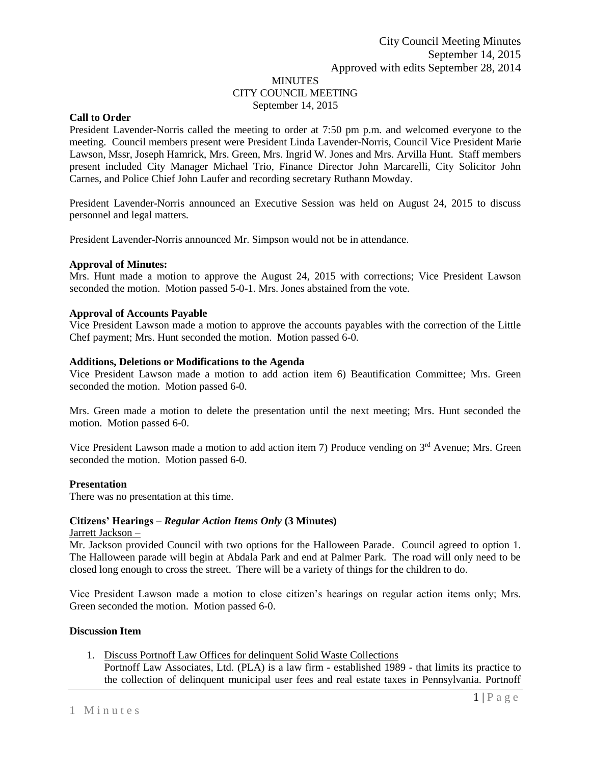City Council Meeting Minutes
September 14, 2015
Approved with edits September 28, 2014

# MINUTES
## CITY COUNCIL MEETING
September 14, 2015

**Call to Order**

President Lavender-Norris called the meeting to order at 7:50 pm p.m. and welcomed everyone to the meeting. Council members present were President Linda Lavender-Norris, Council Vice President Marie Lawson, Mssr, Joseph Hamrick, Mrs. Green, Mrs. Ingrid W. Jones and Mrs. Arvilla Hunt. Staff members present included City Manager Michael Trio, Finance Director John Marcarelli, City Solicitor John Carnes, and Police Chief John Laufer and recording secretary Ruthann Mowday.

President Lavender-Norris announced an Executive Session was held on August 24, 2015 to discuss personnel and legal matters.

President Lavender-Norris announced Mr. Simpson would not be in attendance.

**Approval of Minutes:**

Mrs. Hunt made a motion to approve the August 24, 2015 with corrections; Vice President Lawson seconded the motion. Motion passed 5-0-1. Mrs. Jones abstained from the vote.

**Approval of Accounts Payable**

Vice President Lawson made a motion to approve the accounts payables with the correction of the Little Chef payment; Mrs. Hunt seconded the motion. Motion passed 6-0.

**Additions, Deletions or Modifications to the Agenda**

Vice President Lawson made a motion to add action item 6) Beautification Committee; Mrs. Green seconded the motion. Motion passed 6-0.

Mrs. Green made a motion to delete the presentation until the next meeting; Mrs. Hunt seconded the motion. Motion passed 6-0.

Vice President Lawson made a motion to add action item 7) Produce vending on 3rd Avenue; Mrs. Green seconded the motion. Motion passed 6-0.

**Presentation**

There was no presentation at this time.

**Citizens' Hearings – *Regular Action Items Only* (3 Minutes)**

Jarrett Jackson –

Mr. Jackson provided Council with two options for the Halloween Parade. Council agreed to option 1. The Halloween parade will begin at Abdala Park and end at Palmer Park. The road will only need to be closed long enough to cross the street. There will be a variety of things for the children to do.

Vice President Lawson made a motion to close citizen's hearings on regular action items only; Mrs. Green seconded the motion. Motion passed 6-0.

**Discussion Item**

1. Discuss Portnoff Law Offices for delinquent Solid Waste Collections
   Portnoff Law Associates, Ltd. (PLA) is a law firm - established 1989 - that limits its practice to the collection of delinquent municipal user fees and real estate taxes in Pennsylvania. Portnoff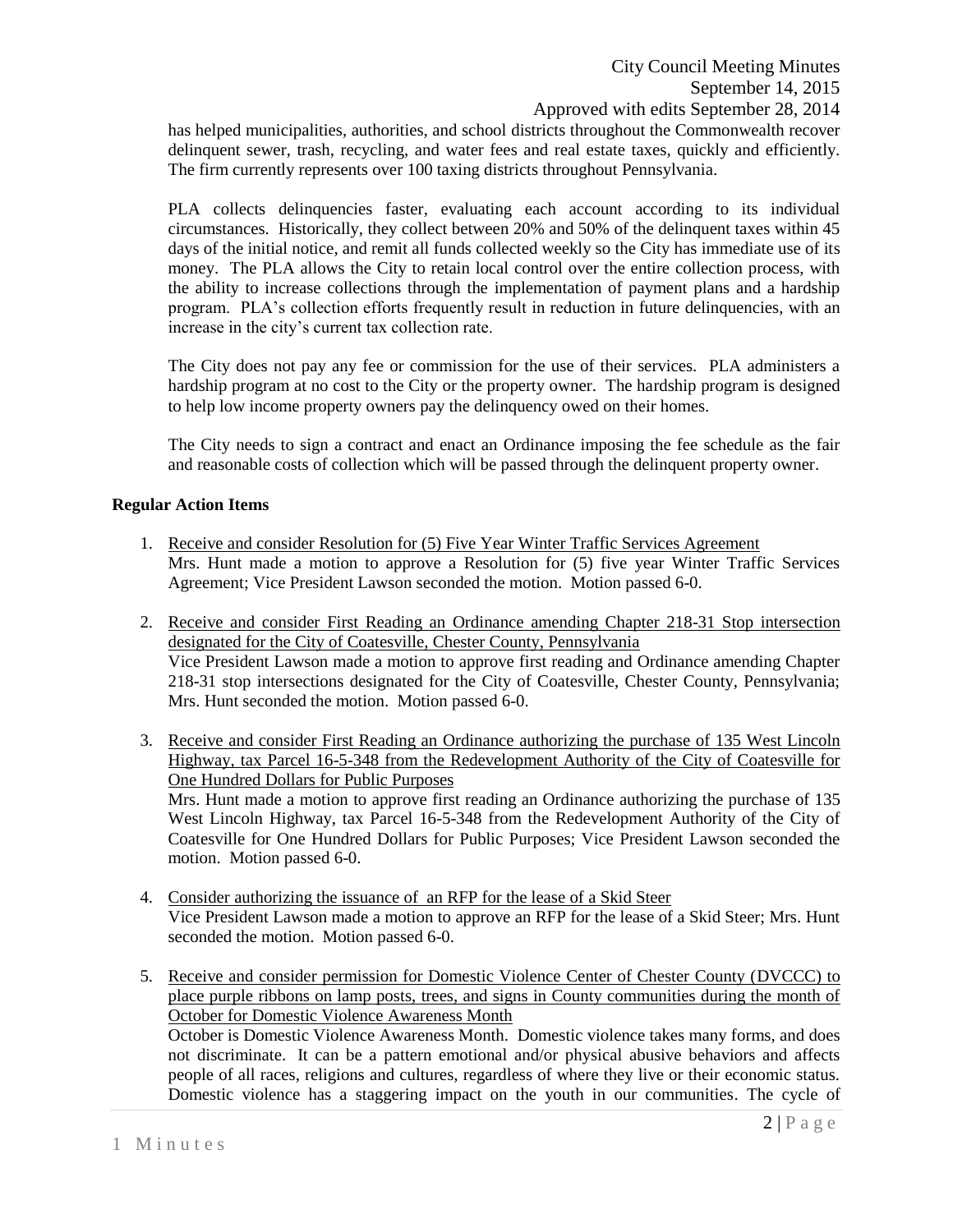has helped municipalities, authorities, and school districts throughout the Commonwealth recover delinquent sewer, trash, recycling, and water fees and real estate taxes, quickly and efficiently. The firm currently represents over 100 taxing districts throughout Pennsylvania.

PLA collects delinquencies faster, evaluating each account according to its individual circumstances. Historically, they collect between 20% and 50% of the delinquent taxes within 45 days of the initial notice, and remit all funds collected weekly so the City has immediate use of its money. The PLA allows the City to retain local control over the entire collection process, with the ability to increase collections through the implementation of payment plans and a hardship program. PLA's collection efforts frequently result in reduction in future delinquencies, with an increase in the city's current tax collection rate.

The City does not pay any fee or commission for the use of their services. PLA administers a hardship program at no cost to the City or the property owner. The hardship program is designed to help low income property owners pay the delinquency owed on their homes.

The City needs to sign a contract and enact an Ordinance imposing the fee schedule as the fair and reasonable costs of collection which will be passed through the delinquent property owner.

**Regular Action Items**

1. Receive and consider Resolution for (5) Five Year Winter Traffic Services Agreement
   Mrs. Hunt made a motion to approve a Resolution for (5) five year Winter Traffic Services Agreement; Vice President Lawson seconded the motion. Motion passed 6-0.

2. Receive and consider First Reading an Ordinance amending Chapter 218-31 Stop intersection designated for the City of Coatesville, Chester County, Pennsylvania
   Vice President Lawson made a motion to approve first reading and Ordinance amending Chapter 218-31 stop intersections designated for the City of Coatesville, Chester County, Pennsylvania; Mrs. Hunt seconded the motion. Motion passed 6-0.

3. Receive and consider First Reading an Ordinance authorizing the purchase of 135 West Lincoln Highway, tax Parcel 16-5-348 from the Redevelopment Authority of the City of Coatesville for One Hundred Dollars for Public Purposes
   Mrs. Hunt made a motion to approve first reading an Ordinance authorizing the purchase of 135 West Lincoln Highway, tax Parcel 16-5-348 from the Redevelopment Authority of the City of Coatesville for One Hundred Dollars for Public Purposes; Vice President Lawson seconded the motion. Motion passed 6-0.

4. Consider authorizing the issuance of an RFP for the lease of a Skid Steer
   Vice President Lawson made a motion to approve an RFP for the lease of a Skid Steer; Mrs. Hunt seconded the motion. Motion passed 6-0.

5. Receive and consider permission for Domestic Violence Center of Chester County (DVCCC) to place purple ribbons on lamp posts, trees, and signs in County communities during the month of October for Domestic Violence Awareness Month
   October is Domestic Violence Awareness Month. Domestic violence takes many forms, and does not discriminate. It can be a pattern emotional and/or physical abusive behaviors and affects people of all races, religions and cultures, regardless of where they live or their economic status. Domestic violence has a staggering impact on the youth in our communities. The cycle of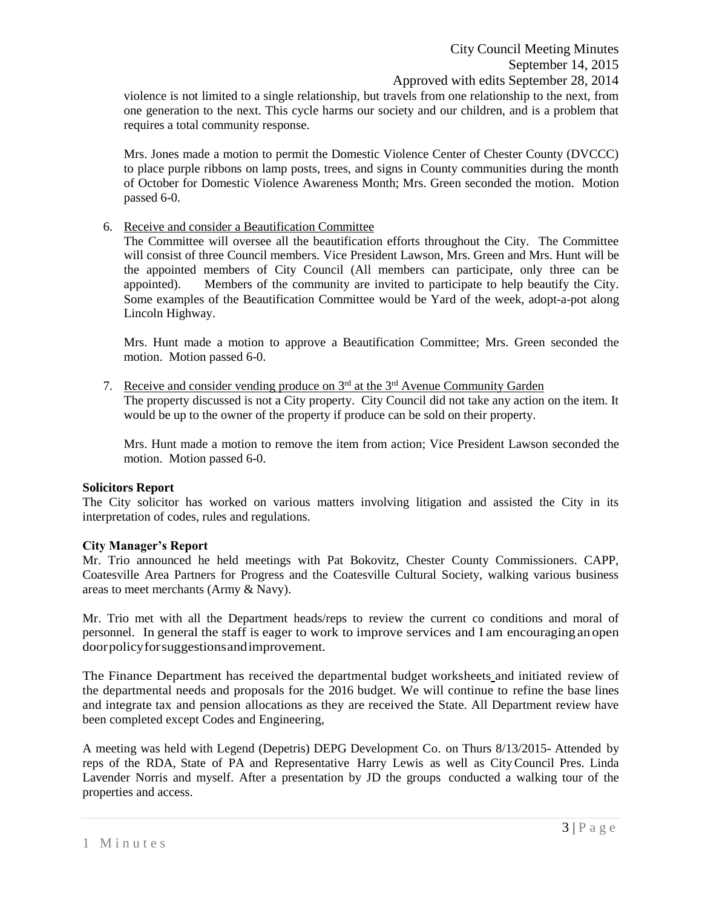violence is not limited to a single relationship, but travels from one relationship to the next, from one generation to the next. This cycle harms our society and our children, and is a problem that requires a total community response.

Mrs. Jones made a motion to permit the Domestic Violence Center of Chester County (DVCCC) to place purple ribbons on lamp posts, trees, and signs in County communities during the month of October for Domestic Violence Awareness Month; Mrs. Green seconded the motion. Motion passed 6-0.

6. Receive and consider a Beautification Committee

   The Committee will oversee all the beautification efforts throughout the City. The Committee will consist of three Council members. Vice President Lawson, Mrs. Green and Mrs. Hunt will be the appointed members of City Council (All members can participate, only three can be appointed). Members of the community are invited to participate to help beautify the City. Some examples of the Beautification Committee would be Yard of the week, adopt-a-pot along Lincoln Highway.

   Mrs. Hunt made a motion to approve a Beautification Committee; Mrs. Green seconded the motion. Motion passed 6-0.

7. Receive and consider vending produce on 3rd at the 3rd Avenue Community Garden

   The property discussed is not a City property. City Council did not take any action on the item. It would be up to the owner of the property if produce can be sold on their property.

   Mrs. Hunt made a motion to remove the item from action; Vice President Lawson seconded the motion. Motion passed 6-0.

**Solicitors Report**

The City solicitor has worked on various matters involving litigation and assisted the City in its interpretation of codes, rules and regulations.

**City Manager's Report**

Mr. Trio announced he held meetings with Pat Bokovitz, Chester County Commissioners. CAPP, Coatesville Area Partners for Progress and the Coatesville Cultural Society, walking various business areas to meet merchants (Army & Navy).

Mr. Trio met with all the Department heads/reps to review the current co conditions and moral of personnel. In general the staff is eager to work to improve services and I am encouraging an open doorpolicyforsuggestionsandimprovement.

The Finance Department has received the departmental budget worksheets and initiated review of the departmental needs and proposals for the 2016 budget. We will continue to refine the base lines and integrate tax and pension allocations as they are received the State. All Department review have been completed except Codes and Engineering,

A meeting was held with Legend (Depetris) DEPG Development Co. on Thurs 8/13/2015- Attended by reps of the RDA, State of PA and Representative Harry Lewis as well as City Council Pres. Linda Lavender Norris and myself. After a presentation by JD the groups conducted a walking tour of the properties and access.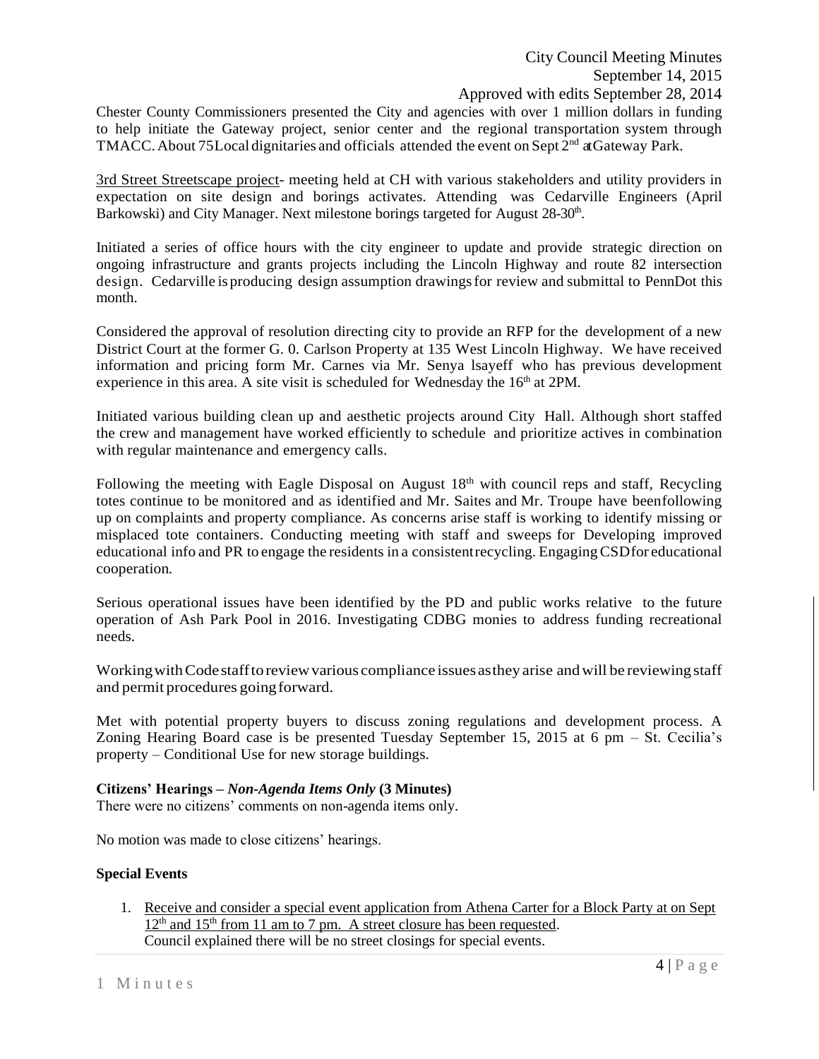Chester County Commissioners presented the City and agencies with over 1 million dollars in funding to help initiate the Gateway project, senior center and the regional transportation system through TMACC. About 75Local dignitaries and officials attended the event on Sept 2nd atGateway Park.

3rd Street Streetscape project- meeting held at CH with various stakeholders and utility providers in expectation on site design and borings activates. Attending was Cedarville Engineers (April Barkowski) and City Manager. Next milestone borings targeted for August 28-30th.

Initiated a series of office hours with the city engineer to update and provide strategic direction on ongoing infrastructure and grants projects including the Lincoln Highway and route 82 intersection design. Cedarville is producing design assumption drawings for review and submittal to PennDot this month.

Considered the approval of resolution directing city to provide an RFP for the development of a new District Court at the former G. 0. Carlson Property at 135 West Lincoln Highway. We have received information and pricing form Mr. Carnes via Mr. Senya lsayeff who has previous development experience in this area. A site visit is scheduled for Wednesday the 16th at 2PM.

Initiated various building clean up and aesthetic projects around City Hall. Although short staffed the crew and management have worked efficiently to schedule and prioritize actives in combination with regular maintenance and emergency calls.

Following the meeting with Eagle Disposal on August 18th with council reps and staff, Recycling totes continue to be monitored and as identified and Mr. Saites and Mr. Troupe have beenfollowing up on complaints and property compliance. As concerns arise staff is working to identify missing or misplaced tote containers. Conducting meeting with staff and sweeps for Developing improved educational info and PR to engage the residents in a consistentrecycling. Engaging CSDfor educational cooperation.

Serious operational issues have been identified by the PD and public works relative to the future operation of Ash Park Pool in 2016. Investigating CDBG monies to address funding recreational needs.

WorkingwithCodestafftoreviewvariouscomplianceissuesastheyarise andwill be reviewing staff and permit procedures goingforward.

Met with potential property buyers to discuss zoning regulations and development process. A Zoning Hearing Board case is be presented Tuesday September 15, 2015 at 6 pm – St. Cecilia's property – Conditional Use for new storage buildings.

**Citizens' Hearings –** ***Non-Agenda Items Only*** **(3 Minutes)**

There were no citizens' comments on non-agenda items only.

No motion was made to close citizens' hearings.

**Special Events**

1. Receive and consider a special event application from Athena Carter for a Block Party at on Sept 12th and 15th from 11 am to 7 pm. A street closure has been requested.
   Council explained there will be no street closings for special events.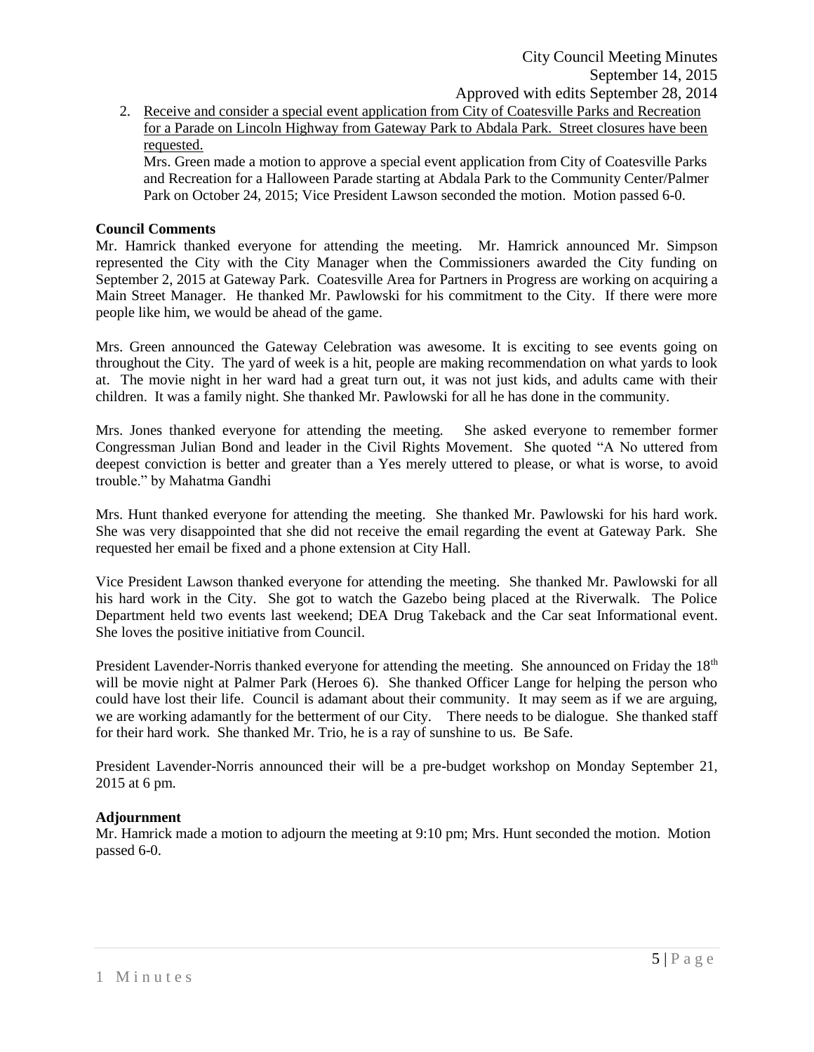2. Receive and consider a special event application from City of Coatesville Parks and Recreation for a Parade on Lincoln Highway from Gateway Park to Abdala Park. Street closures have been requested.
   Mrs. Green made a motion to approve a special event application from City of Coatesville Parks and Recreation for a Halloween Parade starting at Abdala Park to the Community Center/Palmer Park on October 24, 2015; Vice President Lawson seconded the motion. Motion passed 6-0.

**Council Comments**

Mr. Hamrick thanked everyone for attending the meeting. Mr. Hamrick announced Mr. Simpson represented the City with the City Manager when the Commissioners awarded the City funding on September 2, 2015 at Gateway Park. Coatesville Area for Partners in Progress are working on acquiring a Main Street Manager. He thanked Mr. Pawlowski for his commitment to the City. If there were more people like him, we would be ahead of the game.

Mrs. Green announced the Gateway Celebration was awesome. It is exciting to see events going on throughout the City. The yard of week is a hit, people are making recommendation on what yards to look at. The movie night in her ward had a great turn out, it was not just kids, and adults came with their children. It was a family night. She thanked Mr. Pawlowski for all he has done in the community.

Mrs. Jones thanked everyone for attending the meeting. She asked everyone to remember former Congressman Julian Bond and leader in the Civil Rights Movement. She quoted "A No uttered from deepest conviction is better and greater than a Yes merely uttered to please, or what is worse, to avoid trouble." by Mahatma Gandhi

Mrs. Hunt thanked everyone for attending the meeting. She thanked Mr. Pawlowski for his hard work. She was very disappointed that she did not receive the email regarding the event at Gateway Park. She requested her email be fixed and a phone extension at City Hall.

Vice President Lawson thanked everyone for attending the meeting. She thanked Mr. Pawlowski for all his hard work in the City. She got to watch the Gazebo being placed at the Riverwalk. The Police Department held two events last weekend; DEA Drug Takeback and the Car seat Informational event. She loves the positive initiative from Council.

President Lavender-Norris thanked everyone for attending the meeting. She announced on Friday the 18th will be movie night at Palmer Park (Heroes 6). She thanked Officer Lange for helping the person who could have lost their life. Council is adamant about their community. It may seem as if we are arguing, we are working adamantly for the betterment of our City. There needs to be dialogue. She thanked staff for their hard work. She thanked Mr. Trio, he is a ray of sunshine to us. Be Safe.

President Lavender-Norris announced their will be a pre-budget workshop on Monday September 21, 2015 at 6 pm.

**Adjournment**

Mr. Hamrick made a motion to adjourn the meeting at 9:10 pm; Mrs. Hunt seconded the motion. Motion passed 6-0.